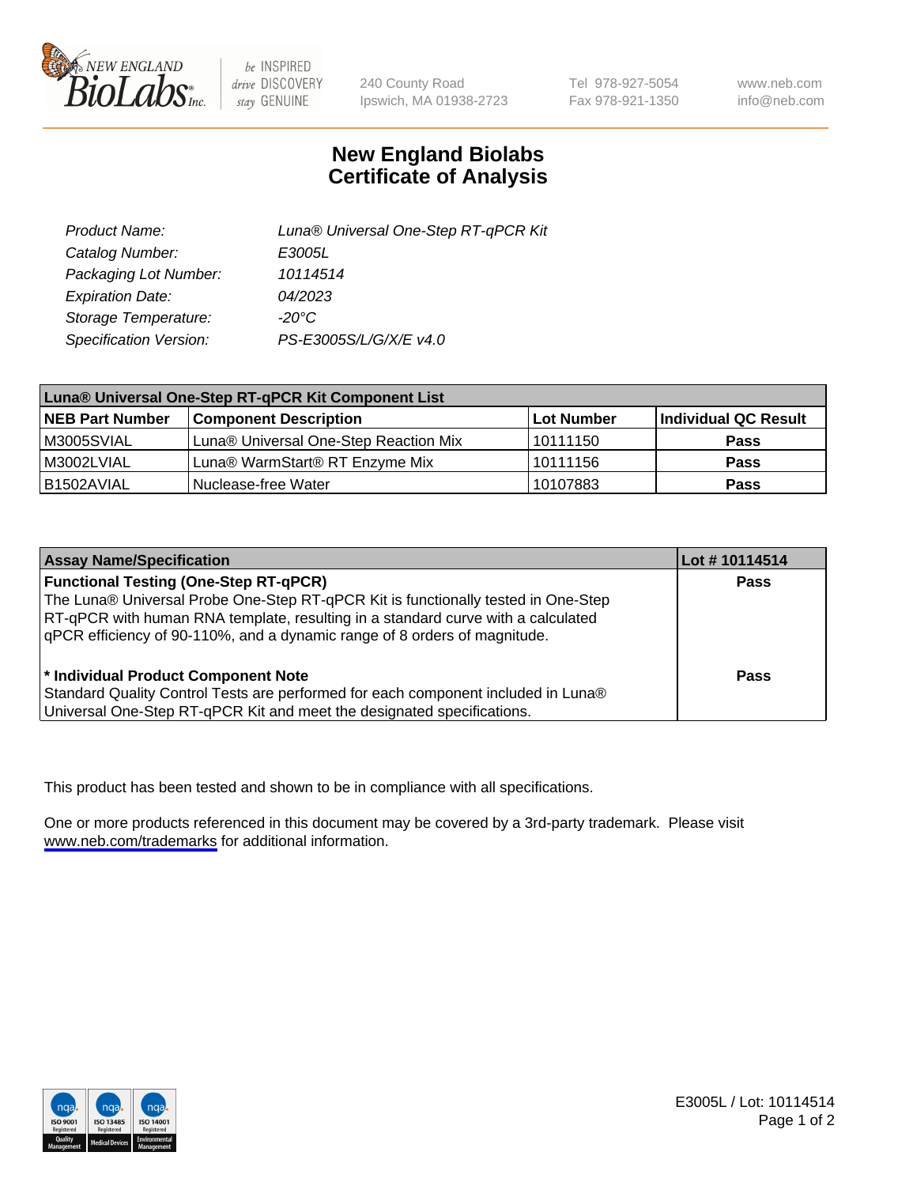# New England Biolabs Certificate of Analysis

| | |
|---|---|
| Product Name: | Luna® Universal One-Step RT-qPCR Kit |
| Catalog Number: | E3005L |
| Packaging Lot Number: | 10114514 |
| Expiration Date: | 04/2023 |
| Storage Temperature: | -20°C |
| Specification Version: | PS-E3005S/L/G/X/E v4.0 |

**Luna® Universal One-Step RT-qPCR Kit Component List**

| NEB Part Number | Component Description | Lot Number | Individual QC Result |
|---|---|---|---|
| M3005SVIAL | Luna® Universal One-Step Reaction Mix | 10111150 | Pass |
| M3002LVIAL | Luna® WarmStart® RT Enzyme Mix | 10111156 | Pass |
| B1502AVIAL | Nuclease-free Water | 10107883 | Pass |

| Assay Name/Specification | Lot # 10114514 |
|---|---|
| **Functional Testing (One-Step RT-qPCR)** The Luna® Universal Probe One-Step RT-qPCR Kit is functionally tested in One-Step RT-qPCR with human RNA template, resulting in a standard curve with a calculated qPCR efficiency of 90-110%, and a dynamic range of 8 orders of magnitude. | Pass |
| **\* Individual Product Component Note** Standard Quality Control Tests are performed for each component included in Luna® Universal One-Step RT-qPCR Kit and meet the designated specifications. | Pass |

This product has been tested and shown to be in compliance with all specifications.

One or more products referenced in this document may be covered by a 3rd-party trademark. Please visit www.neb.com/trademarks for additional information.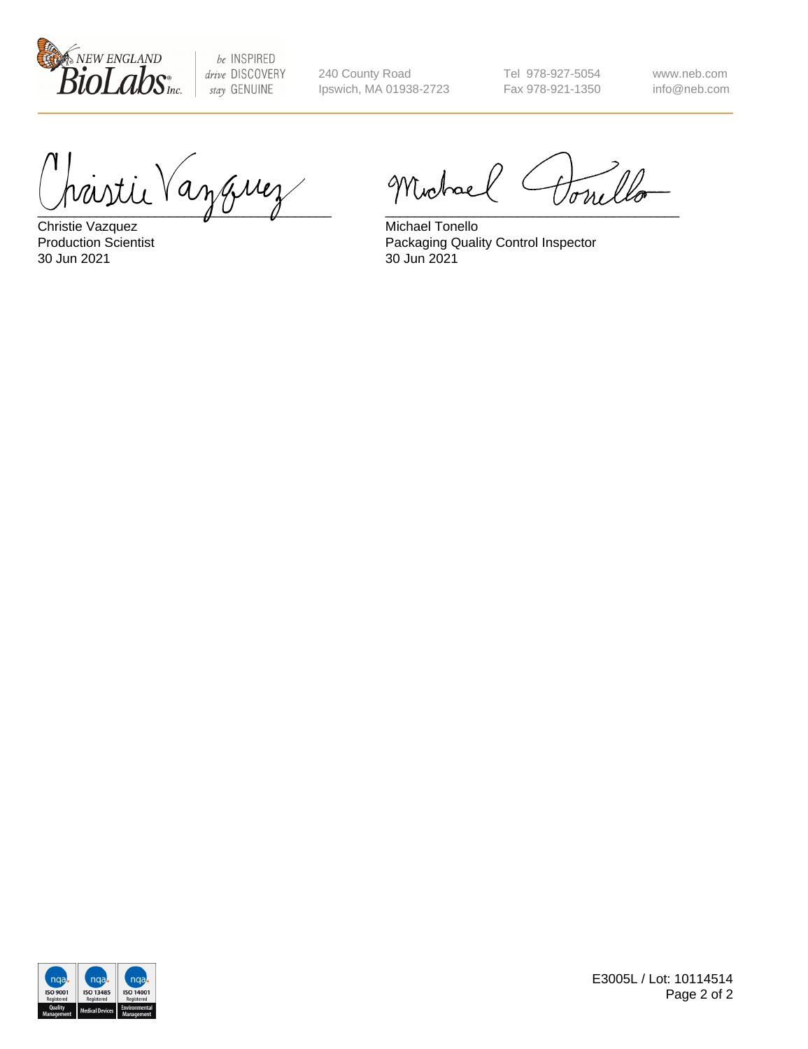240 County Road
Ipswich, MA 01938-2723

Tel 978-927-5054
Fax 978-921-1350

www.neb.com
info@neb.com

Christie Vazquez
Production Scientist
30 Jun 2021

Michael Tonello
Packaging Quality Control Inspector
30 Jun 2021

E3005L / Lot: 10114514